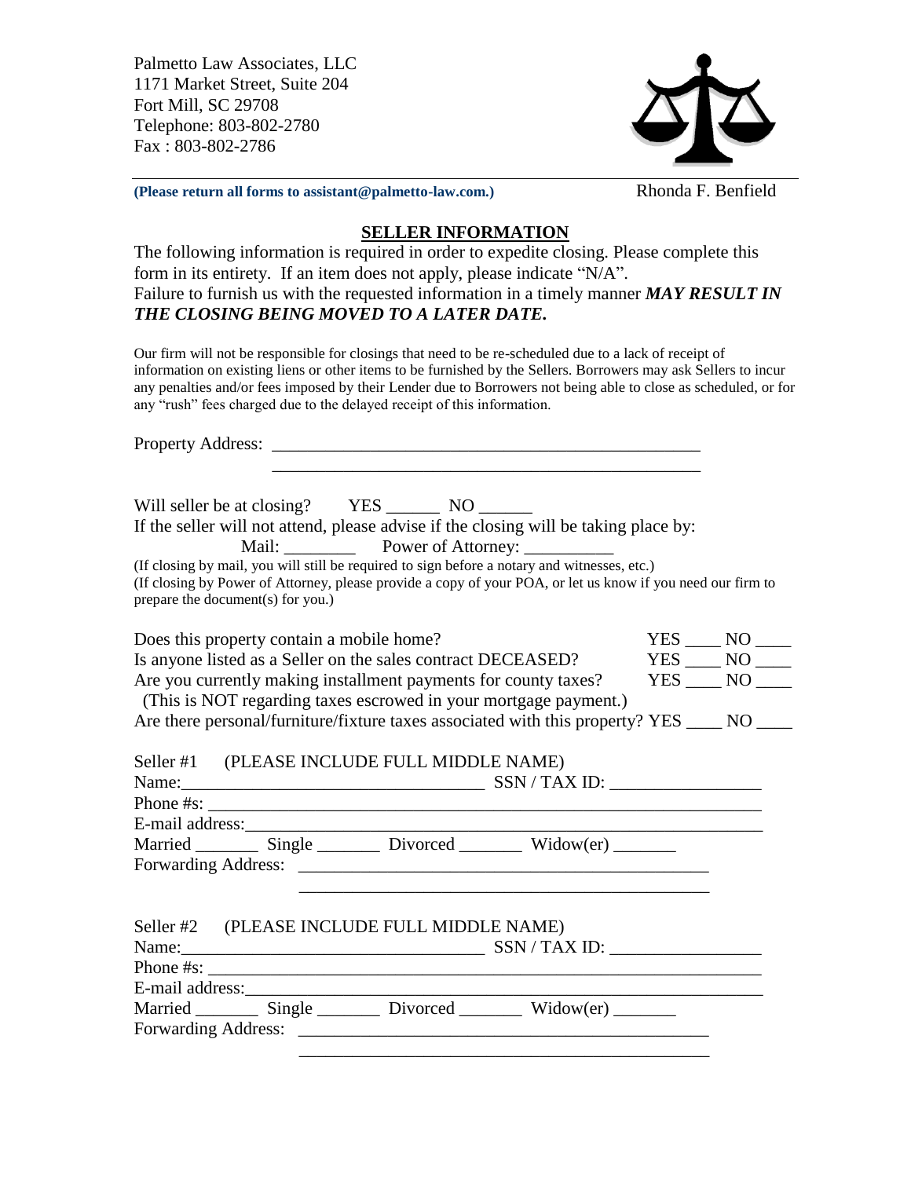Palmetto Law Associates, LLC
1171 Market Street, Suite 204
Fort Mill, SC 29708
Telephone: 803-802-2780
Fax : 803-802-2786

**(Please return all forms to assistant@palmetto-law.com.)** Rhonda F. Benfield

## SELLER INFORMATION

The following information is required in order to expedite closing. Please complete this form in its entirety. If an item does not apply, please indicate "N/A".
Failure to furnish us with the requested information in a timely manner ***MAY RESULT IN THE CLOSING BEING MOVED TO A LATER DATE.***

Our firm will not be responsible for closings that need to be re-scheduled due to a lack of receipt of information on existing liens or other items to be furnished by the Sellers. Borrowers may ask Sellers to incur any penalties and/or fees imposed by their Lender due to Borrowers not being able to close as scheduled, or for any "rush" fees charged due to the delayed receipt of this information.

Property Address: ______________________________________________
______________________________________________

Will seller be at closing? YES ______ NO ______
If the seller will not attend, please advise if the closing will be taking place by:
Mail: ________ Power of Attorney: __________
(If closing by mail, you will still be required to sign before a notary and witnesses, etc.)
(If closing by Power of Attorney, please provide a copy of your POA, or let us know if you need our firm to prepare the document(s) for you.)

Does this property contain a mobile home? YES ____ NO ____
Is anyone listed as a Seller on the sales contract DECEASED? YES ____ NO ____
Are you currently making installment payments for county taxes? YES ____ NO ____
(This is NOT regarding taxes escrowed in your mortgage payment.)
Are there personal/furniture/fixture taxes associated with this property? YES ____ NO ____

Seller #1 (PLEASE INCLUDE FULL MIDDLE NAME)
Name:_________________________________ SSN / TAX ID: ________________
Phone #s: ______________________________________________________________
E-mail address:__________________________________________________________
Married _______ Single _______ Divorced _______ Widow(er) _______
Forwarding Address: ______________________________________________
______________________________________________

Seller #2 (PLEASE INCLUDE FULL MIDDLE NAME)
Name:_________________________________ SSN / TAX ID: ________________
Phone #s: ______________________________________________________________
E-mail address:__________________________________________________________
Married _______ Single _______ Divorced _______ Widow(er) _______
Forwarding Address: ______________________________________________
______________________________________________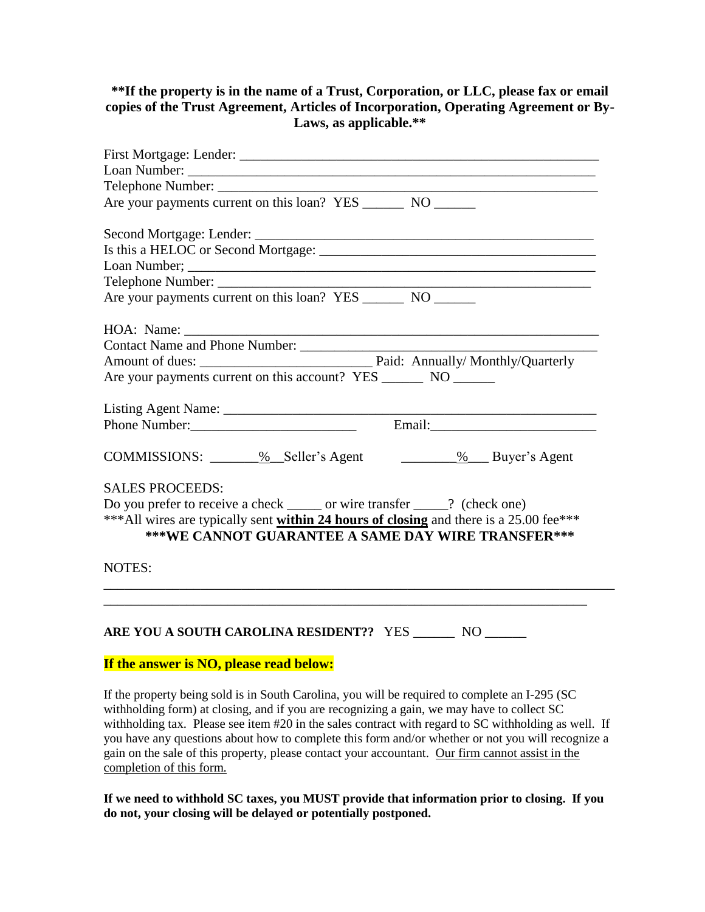**\*\*If the property is in the name of a Trust, Corporation, or LLC, please fax or email copies of the Trust Agreement, Articles of Incorporation, Operating Agreement or By-Laws, as applicable.\*\***

First Mortgage: Lender: ______________________________________________________
Loan Number: _________________________________________________________
Telephone Number: _____________________________________________________
Are your payments current on this loan? YES ______ NO ______

Second Mortgage: Lender: ________________________________________________
Is this a HELOC or Second Mortgage: _______________________________________
Loan Number; _________________________________________________________
Telephone Number: ____________________________________________________
Are your payments current on this loan? YES ______ NO ______

HOA: Name: __________________________________________________________
Contact Name and Phone Number: _________________________________________
Amount of dues: ________________________ Paid: Annually/ Monthly/Quarterly
Are your payments current on this account? YES ______ NO ______

Listing Agent Name: ____________________________________________________
Phone Number:________________________ Email:________________________

COMMISSIONS: _______%__Seller's Agent ________%___ Buyer's Agent

SALES PROCEEDS:
Do you prefer to receive a check _____ or wire transfer _____? (check one)
\*\*\*All wires are typically sent **within 24 hours of closing** and there is a 25.00 fee\*\*\*
**\*\*\*WE CANNOT GUARANTEE A SAME DAY WIRE TRANSFER\*\*\***

NOTES:
_____________________________________________________________________________
________________________________________________________________________

**ARE YOU A SOUTH CAROLINA RESIDENT??** YES ______ NO ______

**If the answer is NO, please read below:**

If the property being sold is in South Carolina, you will be required to complete an I-295 (SC withholding form) at closing, and if you are recognizing a gain, we may have to collect SC withholding tax. Please see item #20 in the sales contract with regard to SC withholding as well. If you have any questions about how to complete this form and/or whether or not you will recognize a gain on the sale of this property, please contact your accountant. Our firm cannot assist in the completion of this form.

**If we need to withhold SC taxes, you MUST provide that information prior to closing. If you do not, your closing will be delayed or potentially postponed.**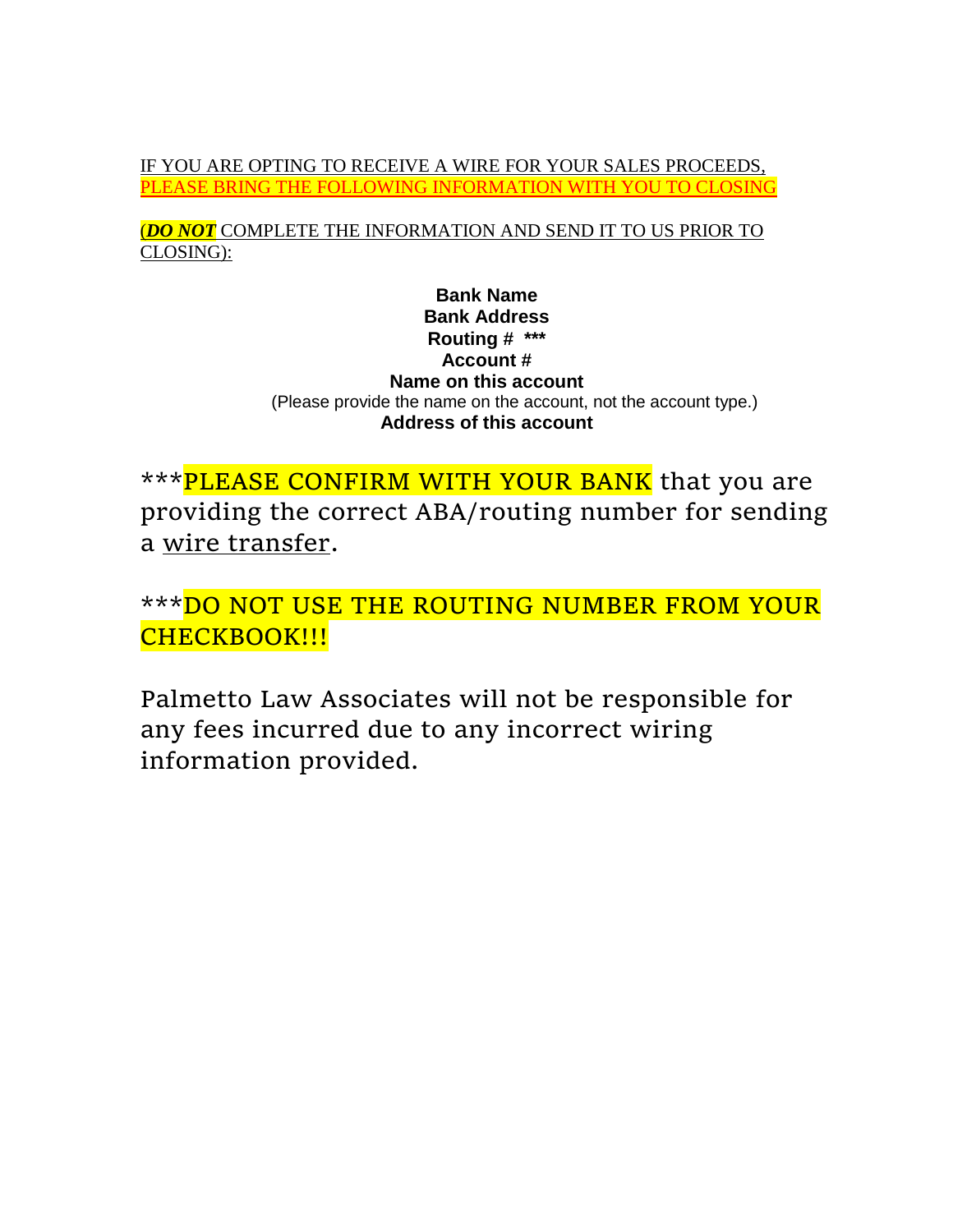IF YOU ARE OPTING TO RECEIVE A WIRE FOR YOUR SALES PROCEEDS, PLEASE BRING THE FOLLOWING INFORMATION WITH YOU TO CLOSING

(***DO NOT*** COMPLETE THE INFORMATION AND SEND IT TO US PRIOR TO CLOSING):

**Bank Name**
**Bank Address**
**Routing # \*\*\***
**Account #**
**Name on this account**
(Please provide the name on the account, not the account type.)
**Address of this account**

***PLEASE CONFIRM WITH YOUR BANK that you are providing the correct ABA/routing number for sending a wire transfer.

***DO NOT USE THE ROUTING NUMBER FROM YOUR CHECKBOOK!!!

Palmetto Law Associates will not be responsible for any fees incurred due to any incorrect wiring information provided.